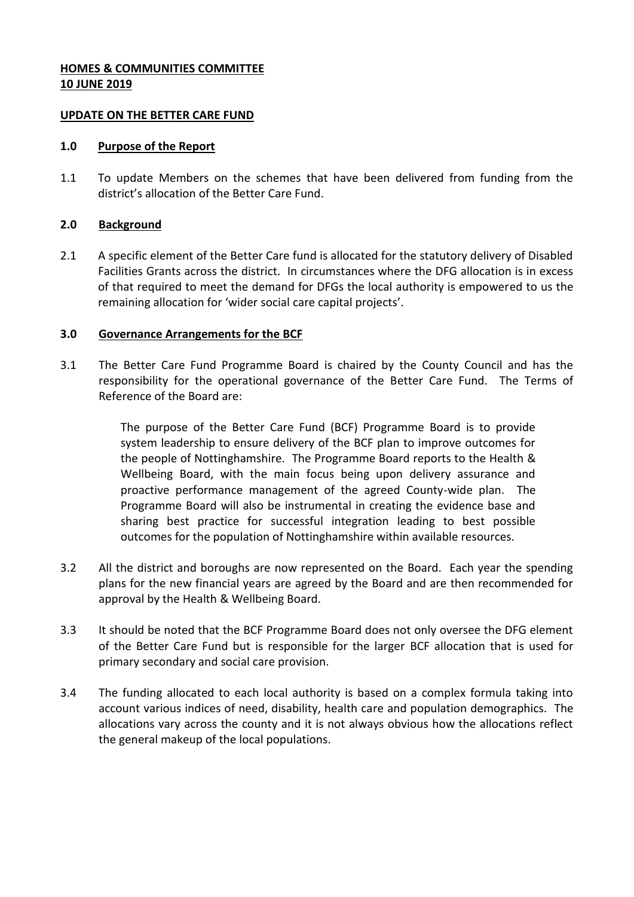**HOMES & COMMUNITIES COMMITTEE**
**10 JUNE 2019**

**UPDATE ON THE BETTER CARE FUND**

## 1.0 Purpose of the Report

1.1 To update Members on the schemes that have been delivered from funding from the district's allocation of the Better Care Fund.

## 2.0 Background

2.1 A specific element of the Better Care fund is allocated for the statutory delivery of Disabled Facilities Grants across the district. In circumstances where the DFG allocation is in excess of that required to meet the demand for DFGs the local authority is empowered to us the remaining allocation for 'wider social care capital projects'.

## 3.0 Governance Arrangements for the BCF

3.1 The Better Care Fund Programme Board is chaired by the County Council and has the responsibility for the operational governance of the Better Care Fund. The Terms of Reference of the Board are:

> The purpose of the Better Care Fund (BCF) Programme Board is to provide system leadership to ensure delivery of the BCF plan to improve outcomes for the people of Nottinghamshire. The Programme Board reports to the Health & Wellbeing Board, with the main focus being upon delivery assurance and proactive performance management of the agreed County-wide plan. The Programme Board will also be instrumental in creating the evidence base and sharing best practice for successful integration leading to best possible outcomes for the population of Nottinghamshire within available resources.

3.2 All the district and boroughs are now represented on the Board. Each year the spending plans for the new financial years are agreed by the Board and are then recommended for approval by the Health & Wellbeing Board.

3.3 It should be noted that the BCF Programme Board does not only oversee the DFG element of the Better Care Fund but is responsible for the larger BCF allocation that is used for primary secondary and social care provision.

3.4 The funding allocated to each local authority is based on a complex formula taking into account various indices of need, disability, health care and population demographics. The allocations vary across the county and it is not always obvious how the allocations reflect the general makeup of the local populations.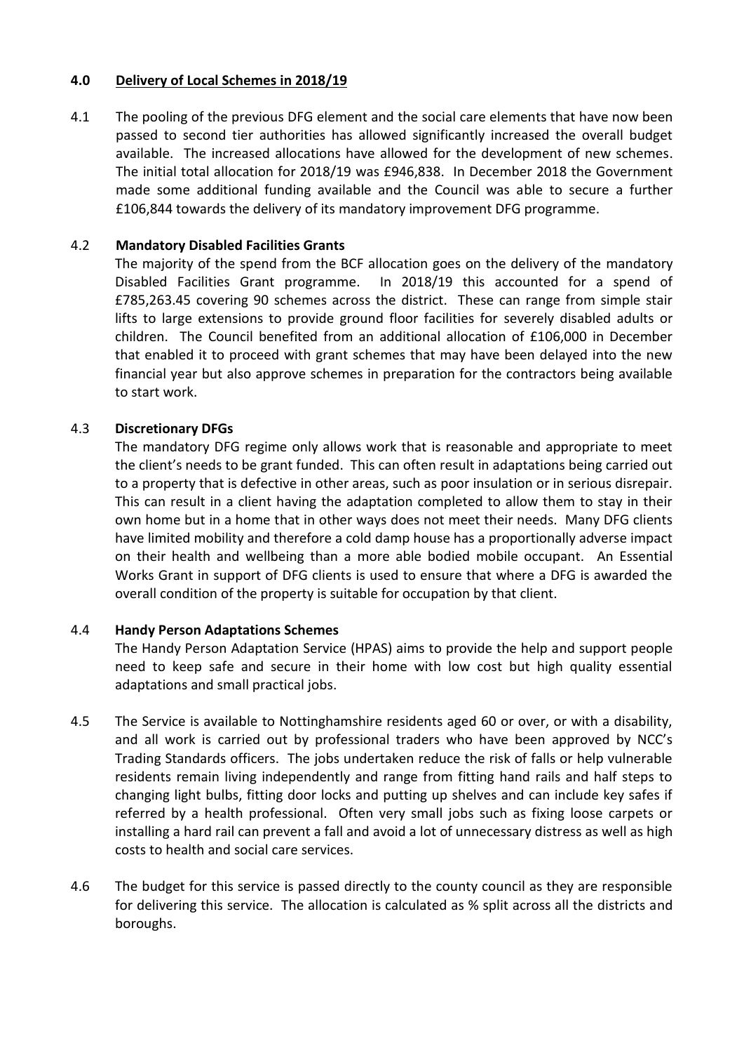## 4.0 Delivery of Local Schemes in 2018/19

4.1 The pooling of the previous DFG element and the social care elements that have now been passed to second tier authorities has allowed significantly increased the overall budget available. The increased allocations have allowed for the development of new schemes. The initial total allocation for 2018/19 was £946,838. In December 2018 the Government made some additional funding available and the Council was able to secure a further £106,844 towards the delivery of its mandatory improvement DFG programme.

### 4.2 Mandatory Disabled Facilities Grants

The majority of the spend from the BCF allocation goes on the delivery of the mandatory Disabled Facilities Grant programme. In 2018/19 this accounted for a spend of £785,263.45 covering 90 schemes across the district. These can range from simple stair lifts to large extensions to provide ground floor facilities for severely disabled adults or children. The Council benefited from an additional allocation of £106,000 in December that enabled it to proceed with grant schemes that may have been delayed into the new financial year but also approve schemes in preparation for the contractors being available to start work.

### 4.3 Discretionary DFGs

The mandatory DFG regime only allows work that is reasonable and appropriate to meet the client's needs to be grant funded. This can often result in adaptations being carried out to a property that is defective in other areas, such as poor insulation or in serious disrepair. This can result in a client having the adaptation completed to allow them to stay in their own home but in a home that in other ways does not meet their needs. Many DFG clients have limited mobility and therefore a cold damp house has a proportionally adverse impact on their health and wellbeing than a more able bodied mobile occupant. An Essential Works Grant in support of DFG clients is used to ensure that where a DFG is awarded the overall condition of the property is suitable for occupation by that client.

### 4.4 Handy Person Adaptations Schemes

The Handy Person Adaptation Service (HPAS) aims to provide the help and support people need to keep safe and secure in their home with low cost but high quality essential adaptations and small practical jobs.

4.5 The Service is available to Nottinghamshire residents aged 60 or over, or with a disability, and all work is carried out by professional traders who have been approved by NCC's Trading Standards officers. The jobs undertaken reduce the risk of falls or help vulnerable residents remain living independently and range from fitting hand rails and half steps to changing light bulbs, fitting door locks and putting up shelves and can include key safes if referred by a health professional. Often very small jobs such as fixing loose carpets or installing a hard rail can prevent a fall and avoid a lot of unnecessary distress as well as high costs to health and social care services.

4.6 The budget for this service is passed directly to the county council as they are responsible for delivering this service. The allocation is calculated as % split across all the districts and boroughs.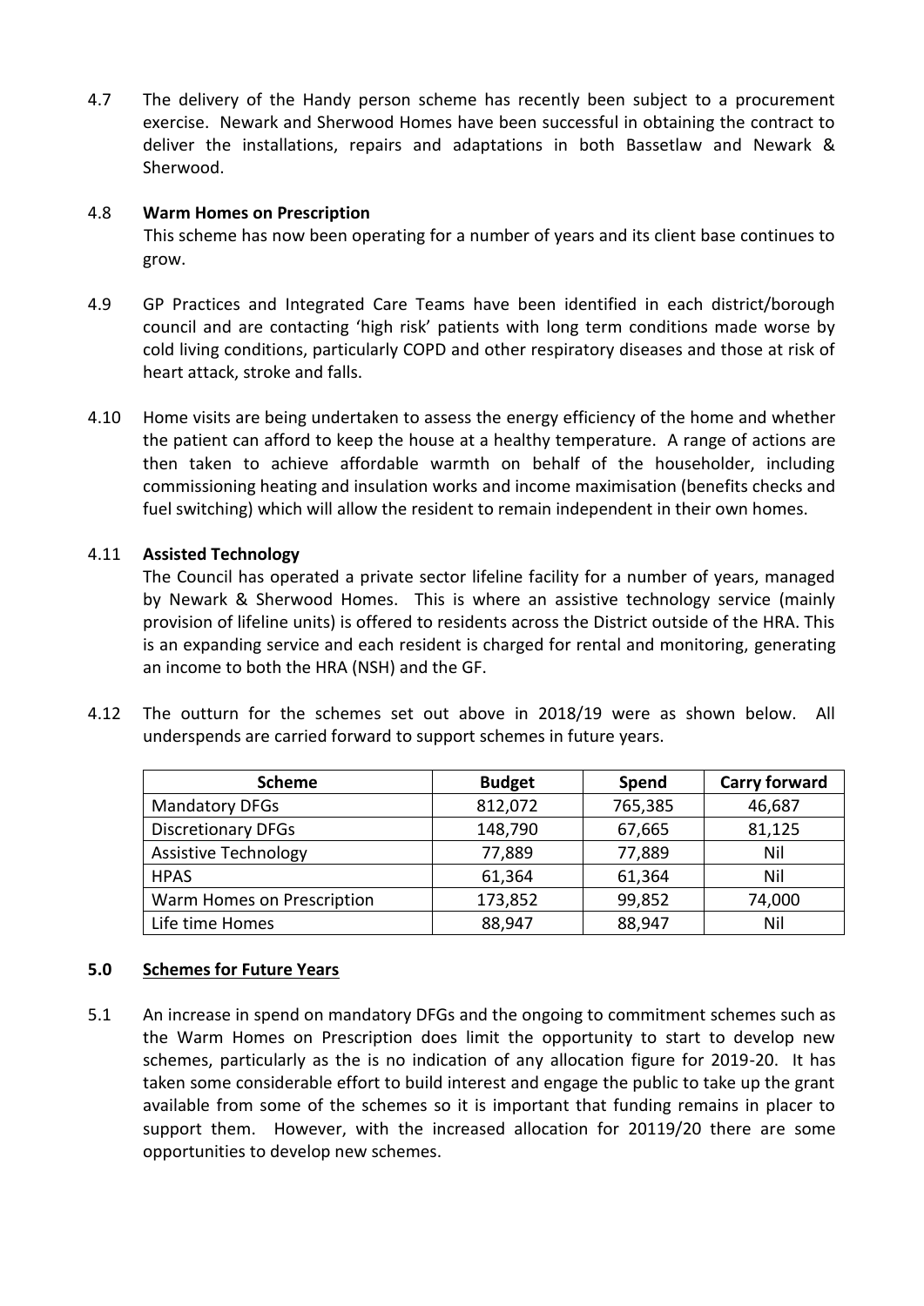4.7 The delivery of the Handy person scheme has recently been subject to a procurement exercise. Newark and Sherwood Homes have been successful in obtaining the contract to deliver the installations, repairs and adaptations in both Bassetlaw and Newark & Sherwood.

4.8 **Warm Homes on Prescription**
This scheme has now been operating for a number of years and its client base continues to grow.

4.9 GP Practices and Integrated Care Teams have been identified in each district/borough council and are contacting 'high risk' patients with long term conditions made worse by cold living conditions, particularly COPD and other respiratory diseases and those at risk of heart attack, stroke and falls.

4.10 Home visits are being undertaken to assess the energy efficiency of the home and whether the patient can afford to keep the house at a healthy temperature. A range of actions are then taken to achieve affordable warmth on behalf of the householder, including commissioning heating and insulation works and income maximisation (benefits checks and fuel switching) which will allow the resident to remain independent in their own homes.

4.11 **Assisted Technology**
The Council has operated a private sector lifeline facility for a number of years, managed by Newark & Sherwood Homes. This is where an assistive technology service (mainly provision of lifeline units) is offered to residents across the District outside of the HRA. This is an expanding service and each resident is charged for rental and monitoring, generating an income to both the HRA (NSH) and the GF.

4.12 The outturn for the schemes set out above in 2018/19 were as shown below. All underspends are carried forward to support schemes in future years.

| Scheme | Budget | Spend | Carry forward |
|---|---|---|---|
| Mandatory DFGs | 812,072 | 765,385 | 46,687 |
| Discretionary DFGs | 148,790 | 67,665 | 81,125 |
| Assistive Technology | 77,889 | 77,889 | Nil |
| HPAS | 61,364 | 61,364 | Nil |
| Warm Homes on Prescription | 173,852 | 99,852 | 74,000 |
| Life time Homes | 88,947 | 88,947 | Nil |

## 5.0 Schemes for Future Years

5.1 An increase in spend on mandatory DFGs and the ongoing to commitment schemes such as the Warm Homes on Prescription does limit the opportunity to start to develop new schemes, particularly as the is no indication of any allocation figure for 2019-20. It has taken some considerable effort to build interest and engage the public to take up the grant available from some of the schemes so it is important that funding remains in placer to support them. However, with the increased allocation for 20119/20 there are some opportunities to develop new schemes.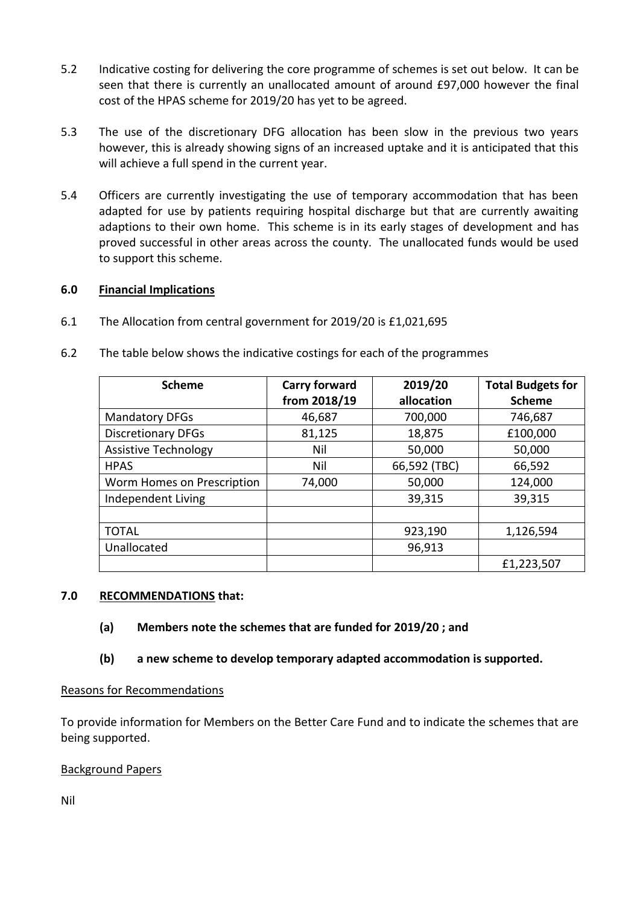5.2 Indicative costing for delivering the core programme of schemes is set out below. It can be seen that there is currently an unallocated amount of around £97,000 however the final cost of the HPAS scheme for 2019/20 has yet to be agreed.

5.3 The use of the discretionary DFG allocation has been slow in the previous two years however, this is already showing signs of an increased uptake and it is anticipated that this will achieve a full spend in the current year.

5.4 Officers are currently investigating the use of temporary accommodation that has been adapted for use by patients requiring hospital discharge but that are currently awaiting adaptions to their own home. This scheme is in its early stages of development and has proved successful in other areas across the county. The unallocated funds would be used to support this scheme.

## 6.0 Financial Implications

6.1 The Allocation from central government for 2019/20 is £1,021,695

6.2 The table below shows the indicative costings for each of the programmes

| Scheme | Carry forward from 2018/19 | 2019/20 allocation | Total Budgets for Scheme |
|---|---|---|---|
| Mandatory DFGs | 46,687 | 700,000 | 746,687 |
| Discretionary DFGs | 81,125 | 18,875 | £100,000 |
| Assistive Technology | Nil | 50,000 | 50,000 |
| HPAS | Nil | 66,592 (TBC) | 66,592 |
| Worm Homes on Prescription | 74,000 | 50,000 | 124,000 |
| Independent Living | | 39,315 | 39,315 |
| | | | |
| TOTAL | | 923,190 | 1,126,594 |
| Unallocated | | 96,913 | |
| | | | £1,223,507 |

## 7.0 RECOMMENDATIONS that:

**(a) Members note the schemes that are funded for 2019/20 ; and**

**(b) a new scheme to develop temporary adapted accommodation is supported.**

Reasons for Recommendations

To provide information for Members on the Better Care Fund and to indicate the schemes that are being supported.

Background Papers

Nil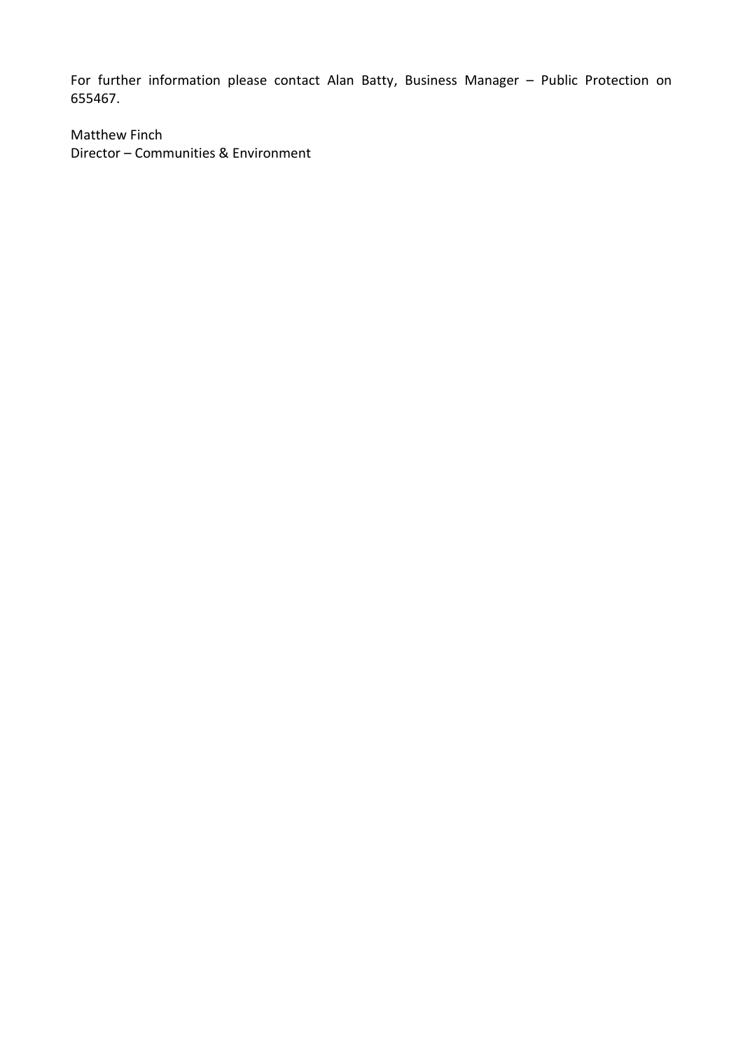For further information please contact Alan Batty, Business Manager – Public Protection on 655467.

Matthew Finch
Director – Communities & Environment